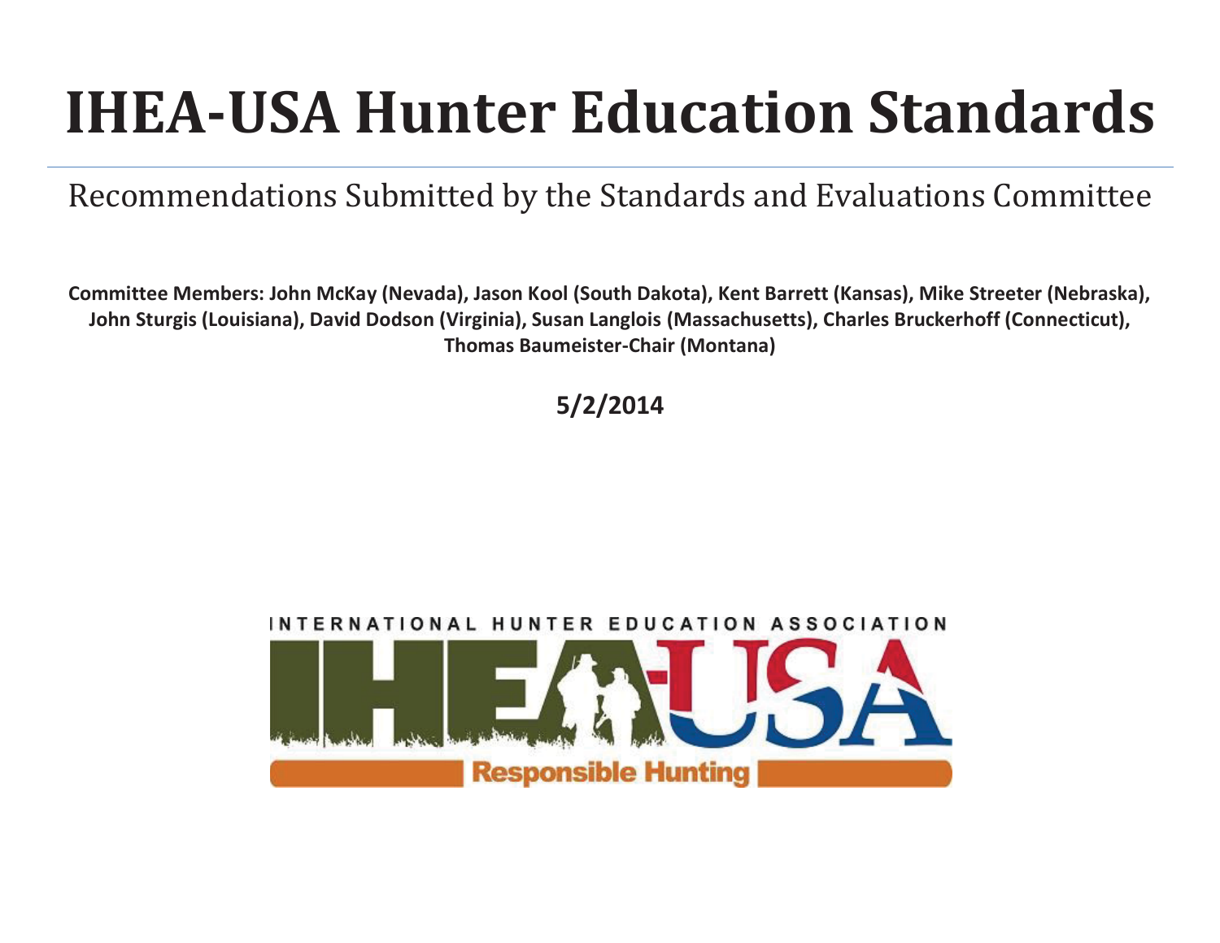# IHEA-USA Hunter Education Standards

Recommendations Submitted by the Standards and Evaluations Committee

**Committee Members: John McKay (Nevada), Jason Kool (South Dakota), Kent Barrett (Kansas), Mike Streeter (Nebraska), John Sturgis (Louisiana), David Dodson (Virginia), Susan Langlois (Massachusetts), Charles Bruckerhoff (Connecticut), Thomas Baumeister-Chair (Montana)**

**5/2/2014**

INTERNATIONAL HUNTER EDUCATION ASSOCIATION

IHEA-USA

Responsible Hunting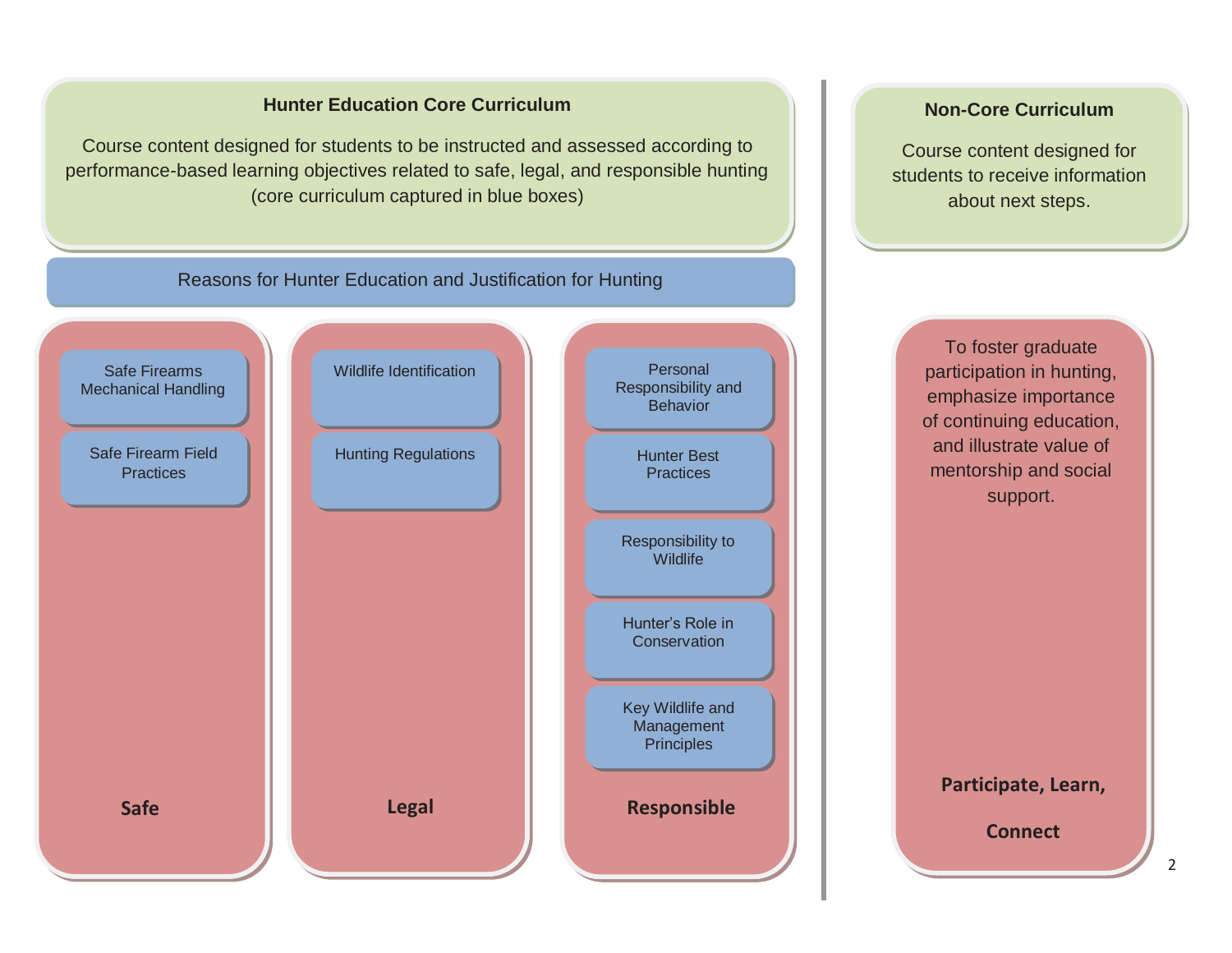## Hunter Education Core Curriculum

Course content designed for students to be instructed and assessed according to performance-based learning objectives related to safe, legal, and responsible hunting (core curriculum captured in blue boxes)

### Reasons for Hunter Education and Justification for Hunting

**Safe**

- Safe Firearms Mechanical Handling
- Safe Firearm Field Practices

**Legal**

- Wildlife Identification
- Hunting Regulations

**Responsible**

- Personal Responsibility and Behavior
- Hunter Best Practices
- Responsibility to Wildlife
- Hunter's Role in Conservation
- Key Wildlife and Management Principles

## Non-Core Curriculum

Course content designed for students to receive information about next steps.

To foster graduate participation in hunting, emphasize importance of continuing education, and illustrate value of mentorship and social support.

**Participate, Learn, Connect**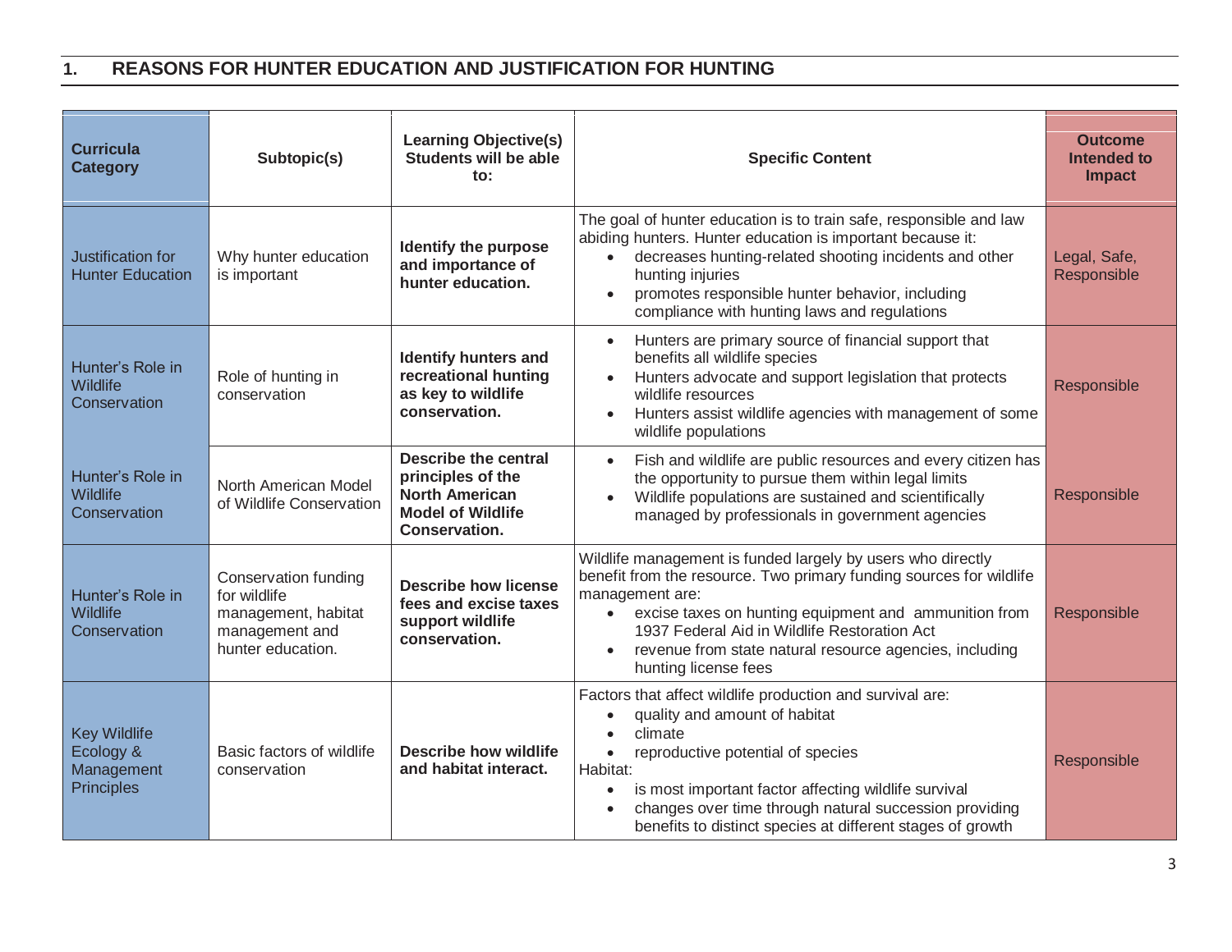## 1. REASONS FOR HUNTER EDUCATION AND JUSTIFICATION FOR HUNTING

| Curricula Category | Subtopic(s) | Learning Objective(s) Students will be able to: | Specific Content | Outcome Intended to Impact |
|---|---|---|---|---|
| Justification for Hunter Education | Why hunter education is important | **Identify the purpose and importance of hunter education.** | The goal of hunter education is to train safe, responsible and law abiding hunters. Hunter education is important because it: <br>• decreases hunting-related shooting incidents and other hunting injuries <br>• promotes responsible hunter behavior, including compliance with hunting laws and regulations | Legal, Safe, Responsible |
| Hunter's Role in Wildlife Conservation | Role of hunting in conservation | **Identify hunters and recreational hunting as key to wildlife conservation.** | • Hunters are primary source of financial support that benefits all wildlife species <br>• Hunters advocate and support legislation that protects wildlife resources <br>• Hunters assist wildlife agencies with management of some wildlife populations | Responsible |
| Hunter's Role in Wildlife Conservation | North American Model of Wildlife Conservation | **Describe the central principles of the North American Model of Wildlife Conservation.** | • Fish and wildlife are public resources and every citizen has the opportunity to pursue them within legal limits <br>• Wildlife populations are sustained and scientifically managed by professionals in government agencies | Responsible |
| Hunter's Role in Wildlife Conservation | Conservation funding for wildlife management, habitat management and hunter education. | **Describe how license fees and excise taxes support wildlife conservation.** | Wildlife management is funded largely by users who directly benefit from the resource. Two primary funding sources for wildlife management are: <br>• excise taxes on hunting equipment and ammunition from 1937 Federal Aid in Wildlife Restoration Act <br>• revenue from state natural resource agencies, including hunting license fees | Responsible |
| Key Wildlife Ecology & Management Principles | Basic factors of wildlife conservation | **Describe how wildlife and habitat interact.** | Factors that affect wildlife production and survival are: <br>• quality and amount of habitat <br>• climate <br>• reproductive potential of species <br>Habitat: <br>• is most important factor affecting wildlife survival <br>• changes over time through natural succession providing benefits to distinct species at different stages of growth | Responsible |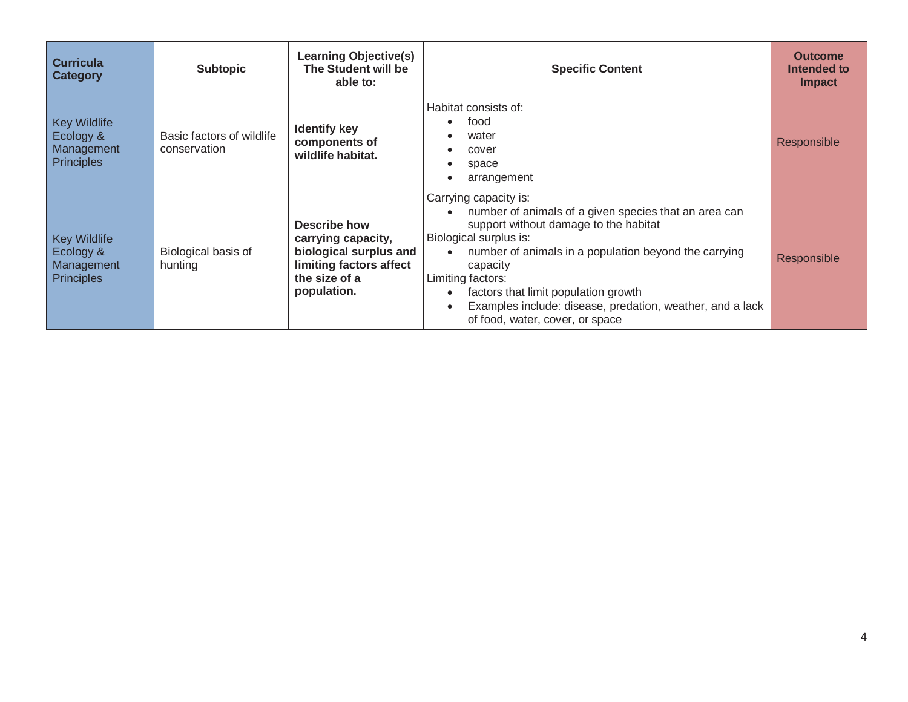| Curricula Category | Subtopic | Learning Objective(s) The Student will be able to: | Specific Content | Outcome Intended to Impact |
|---|---|---|---|---|
| Key Wildlife Ecology & Management Principles | Basic factors of wildlife conservation | **Identify key components of wildlife habitat.** | Habitat consists of:<br>• food<br>• water<br>• cover<br>• space<br>• arrangement | Responsible |
| Key Wildlife Ecology & Management Principles | Biological basis of hunting | **Describe how carrying capacity, biological surplus and limiting factors affect the size of a population.** | Carrying capacity is:<br>• number of animals of a given species that an area can support without damage to the habitat<br>Biological surplus is:<br>• number of animals in a population beyond the carrying capacity<br>Limiting factors:<br>• factors that limit population growth<br>• Examples include: disease, predation, weather, and a lack of food, water, cover, or space | Responsible |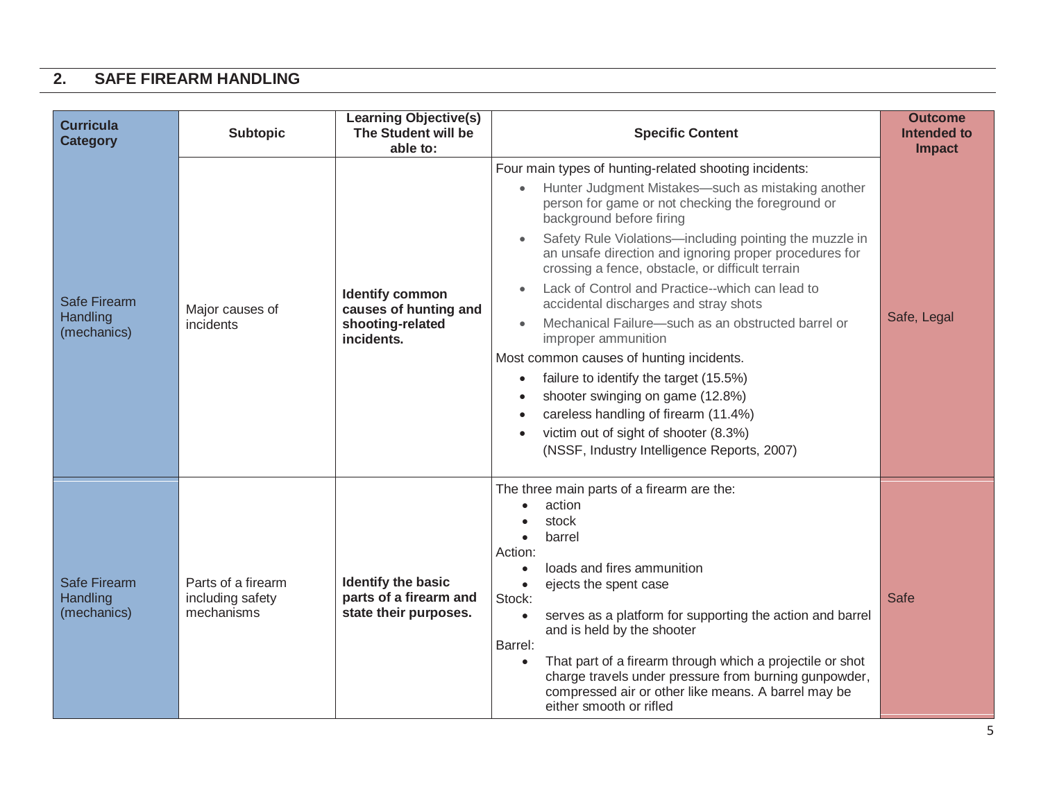## 2. SAFE FIREARM HANDLING

| Curricula Category | Subtopic | Learning Objective(s) The Student will be able to: | Specific Content | Outcome Intended to Impact |
|---|---|---|---|---|
| Safe Firearm Handling (mechanics) | Major causes of incidents | **Identify common causes of hunting and shooting-related incidents.** | Four main types of hunting-related shooting incidents:<br>• Hunter Judgment Mistakes—such as mistaking another person for game or not checking the foreground or background before firing<br>• Safety Rule Violations—including pointing the muzzle in an unsafe direction and ignoring proper procedures for crossing a fence, obstacle, or difficult terrain<br>• Lack of Control and Practice--which can lead to accidental discharges and stray shots<br>• Mechanical Failure—such as an obstructed barrel or improper ammunition<br>Most common causes of hunting incidents.<br>• failure to identify the target (15.5%)<br>• shooter swinging on game (12.8%)<br>• careless handling of firearm (11.4%)<br>• victim out of sight of shooter (8.3%)<br>(NSSF, Industry Intelligence Reports, 2007) | Safe, Legal |
| Safe Firearm Handling (mechanics) | Parts of a firearm including safety mechanisms | **Identify the basic parts of a firearm and state their purposes.** | The three main parts of a firearm are the:<br>• action<br>• stock<br>• barrel<br>Action:<br>• loads and fires ammunition<br>• ejects the spent case<br>Stock:<br>• serves as a platform for supporting the action and barrel and is held by the shooter<br>Barrel:<br>• That part of a firearm through which a projectile or shot charge travels under pressure from burning gunpowder, compressed air or other like means. A barrel may be either smooth or rifled | Safe |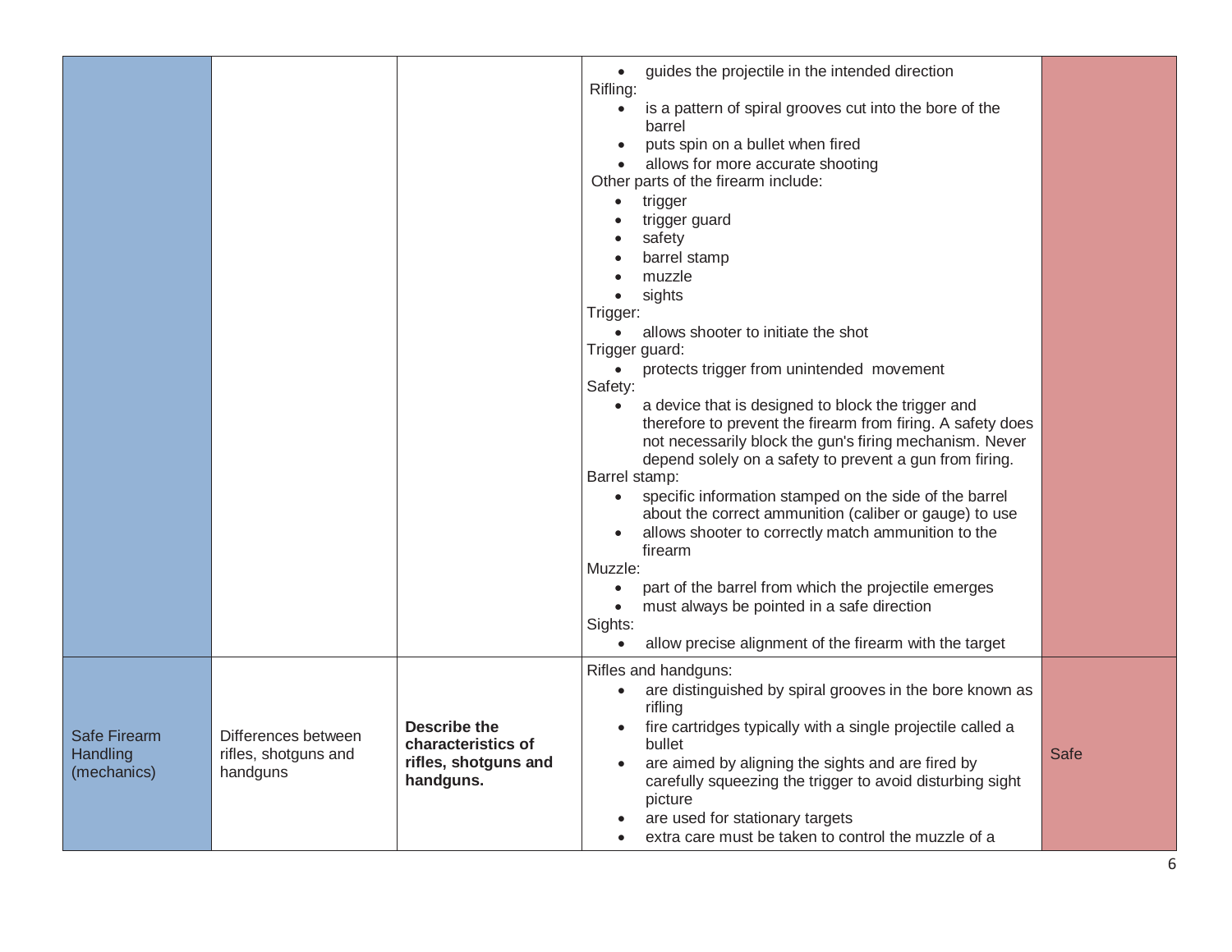| | | | | |
|---|---|---|---|---|
| | | | • guides the projectile in the intended direction<br>Rifling:<br>• is a pattern of spiral grooves cut into the bore of the barrel<br>• puts spin on a bullet when fired<br>• allows for more accurate shooting<br>Other parts of the firearm include:<br>• trigger<br>• trigger guard<br>• safety<br>• barrel stamp<br>• muzzle<br>• sights<br>Trigger:<br>• allows shooter to initiate the shot<br>Trigger guard:<br>• protects trigger from unintended movement<br>Safety:<br>• a device that is designed to block the trigger and therefore to prevent the firearm from firing. A safety does not necessarily block the gun's firing mechanism. Never depend solely on a safety to prevent a gun from firing.<br>Barrel stamp:<br>• specific information stamped on the side of the barrel about the correct ammunition (caliber or gauge) to use<br>• allows shooter to correctly match ammunition to the firearm<br>Muzzle:<br>• part of the barrel from which the projectile emerges<br>• must always be pointed in a safe direction<br>Sights:<br>• allow precise alignment of the firearm with the target | |
| Safe Firearm Handling (mechanics) | Differences between rifles, shotguns and handguns | **Describe the characteristics of rifles, shotguns and handguns.** | Rifles and handguns:<br>• are distinguished by spiral grooves in the bore known as rifling<br>• fire cartridges typically with a single projectile called a bullet<br>• are aimed by aligning the sights and are fired by carefully squeezing the trigger to avoid disturbing sight picture<br>• are used for stationary targets<br>• extra care must be taken to control the muzzle of a | Safe |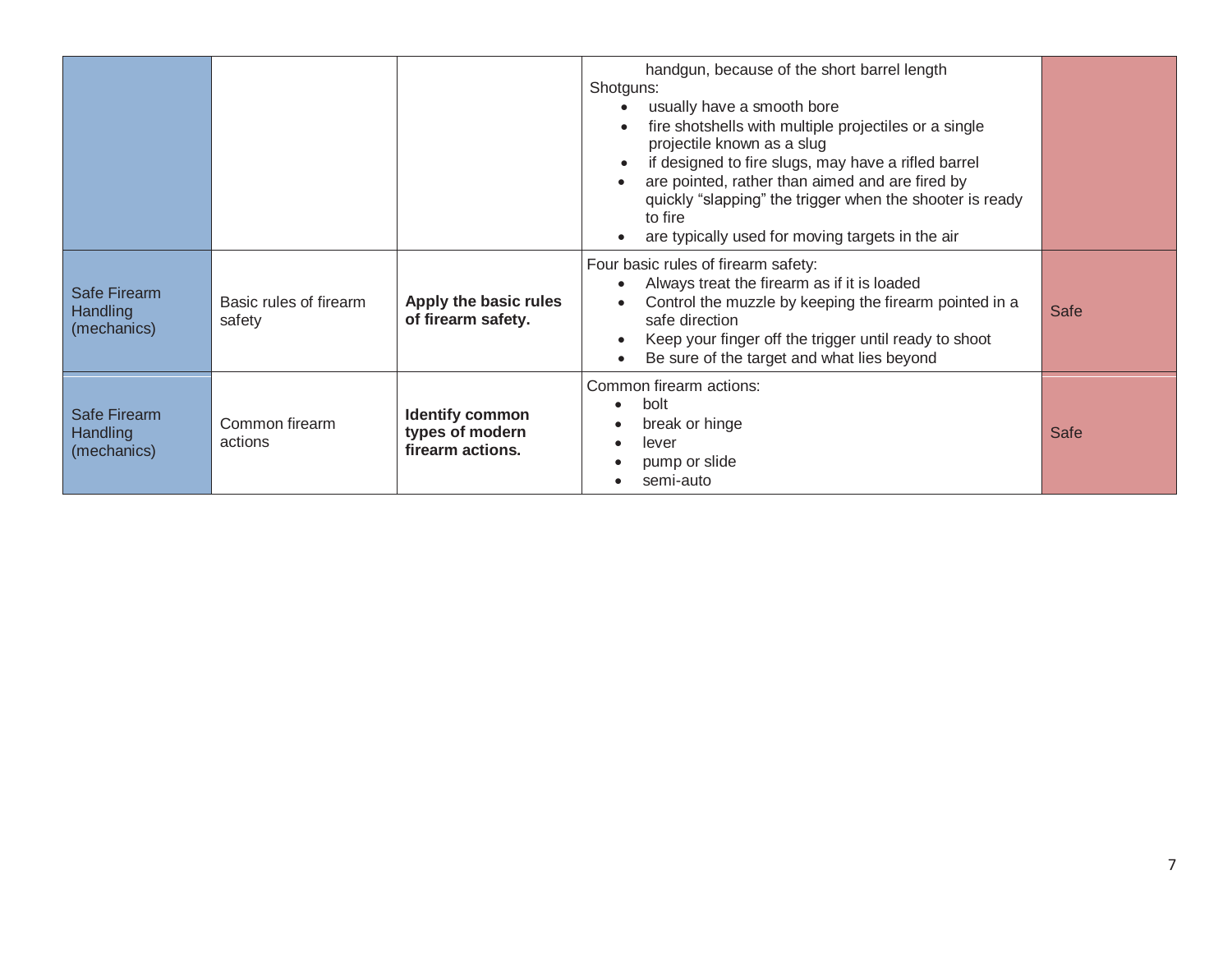| | | | | |
|---|---|---|---|---|
| | | | handgun, because of the short barrel length<br>Shotguns:<br>• usually have a smooth bore<br>• fire shotshells with multiple projectiles or a single projectile known as a slug<br>• if designed to fire slugs, may have a rifled barrel<br>• are pointed, rather than aimed and are fired by quickly "slapping" the trigger when the shooter is ready to fire<br>• are typically used for moving targets in the air | |
| Safe Firearm Handling (mechanics) | Basic rules of firearm safety | **Apply the basic rules of firearm safety.** | Four basic rules of firearm safety:<br>• Always treat the firearm as if it is loaded<br>• Control the muzzle by keeping the firearm pointed in a safe direction<br>• Keep your finger off the trigger until ready to shoot<br>• Be sure of the target and what lies beyond | Safe |
| Safe Firearm Handling (mechanics) | Common firearm actions | **Identify common types of modern firearm actions.** | Common firearm actions:<br>• bolt<br>• break or hinge<br>• lever<br>• pump or slide<br>• semi-auto | Safe |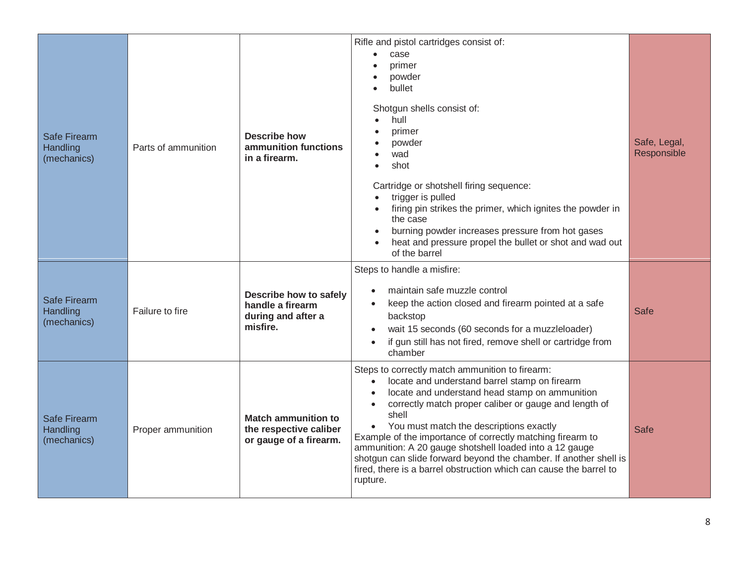| | | | | |
|---|---|---|---|---|
| Safe Firearm Handling (mechanics) | Parts of ammunition | **Describe how ammunition functions in a firearm.** | Rifle and pistol cartridges consist of:<br>• case<br>• primer<br>• powder<br>• bullet<br><br>Shotgun shells consist of:<br>• hull<br>• primer<br>• powder<br>• wad<br>• shot<br><br>Cartridge or shotshell firing sequence:<br>• trigger is pulled<br>• firing pin strikes the primer, which ignites the powder in the case<br>• burning powder increases pressure from hot gases<br>• heat and pressure propel the bullet or shot and wad out of the barrel | Safe, Legal, Responsible |
| Safe Firearm Handling (mechanics) | Failure to fire | **Describe how to safely handle a firearm during and after a misfire.** | Steps to handle a misfire:<br><br>• maintain safe muzzle control<br>• keep the action closed and firearm pointed at a safe backstop<br>• wait 15 seconds (60 seconds for a muzzleloader)<br>• if gun still has not fired, remove shell or cartridge from chamber | Safe |
| Safe Firearm Handling (mechanics) | Proper ammunition | **Match ammunition to the respective caliber or gauge of a firearm.** | Steps to correctly match ammunition to firearm:<br>• locate and understand barrel stamp on firearm<br>• locate and understand head stamp on ammunition<br>• correctly match proper caliber or gauge and length of shell<br>• You must match the descriptions exactly<br>Example of the importance of correctly matching firearm to ammunition: A 20 gauge shotshell loaded into a 12 gauge shotgun can slide forward beyond the chamber. If another shell is fired, there is a barrel obstruction which can cause the barrel to rupture. | Safe |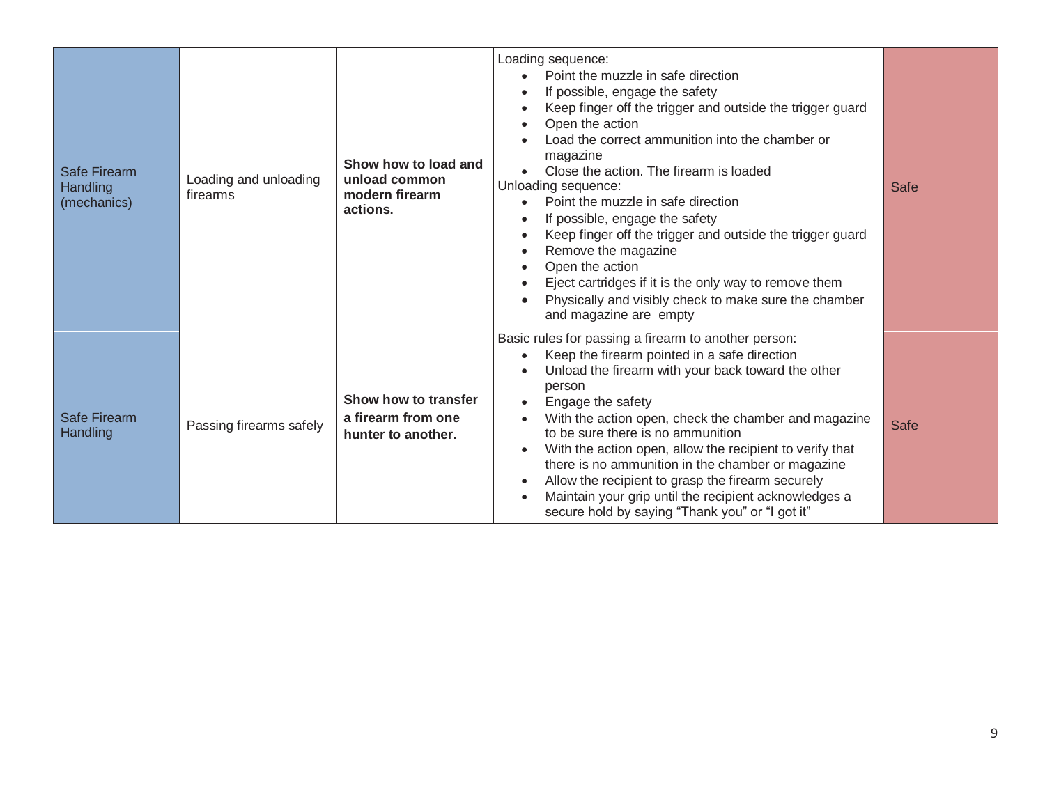| Safe Firearm Handling (mechanics) | Loading and unloading firearms | **Show how to load and unload common modern firearm actions.** | Loading sequence:<br>• Point the muzzle in safe direction<br>• If possible, engage the safety<br>• Keep finger off the trigger and outside the trigger guard<br>• Open the action<br>• Load the correct ammunition into the chamber or magazine<br>• Close the action. The firearm is loaded<br>Unloading sequence:<br>• Point the muzzle in safe direction<br>• If possible, engage the safety<br>• Keep finger off the trigger and outside the trigger guard<br>• Remove the magazine<br>• Open the action<br>• Eject cartridges if it is the only way to remove them<br>• Physically and visibly check to make sure the chamber and magazine are empty | Safe |
|---|---|---|---|---|
| Safe Firearm Handling | Passing firearms safely | **Show how to transfer a firearm from one hunter to another.** | Basic rules for passing a firearm to another person:<br>• Keep the firearm pointed in a safe direction<br>• Unload the firearm with your back toward the other person<br>• Engage the safety<br>• With the action open, check the chamber and magazine to be sure there is no ammunition<br>• With the action open, allow the recipient to verify that there is no ammunition in the chamber or magazine<br>• Allow the recipient to grasp the firearm securely<br>• Maintain your grip until the recipient acknowledges a secure hold by saying "Thank you" or "I got it" | Safe |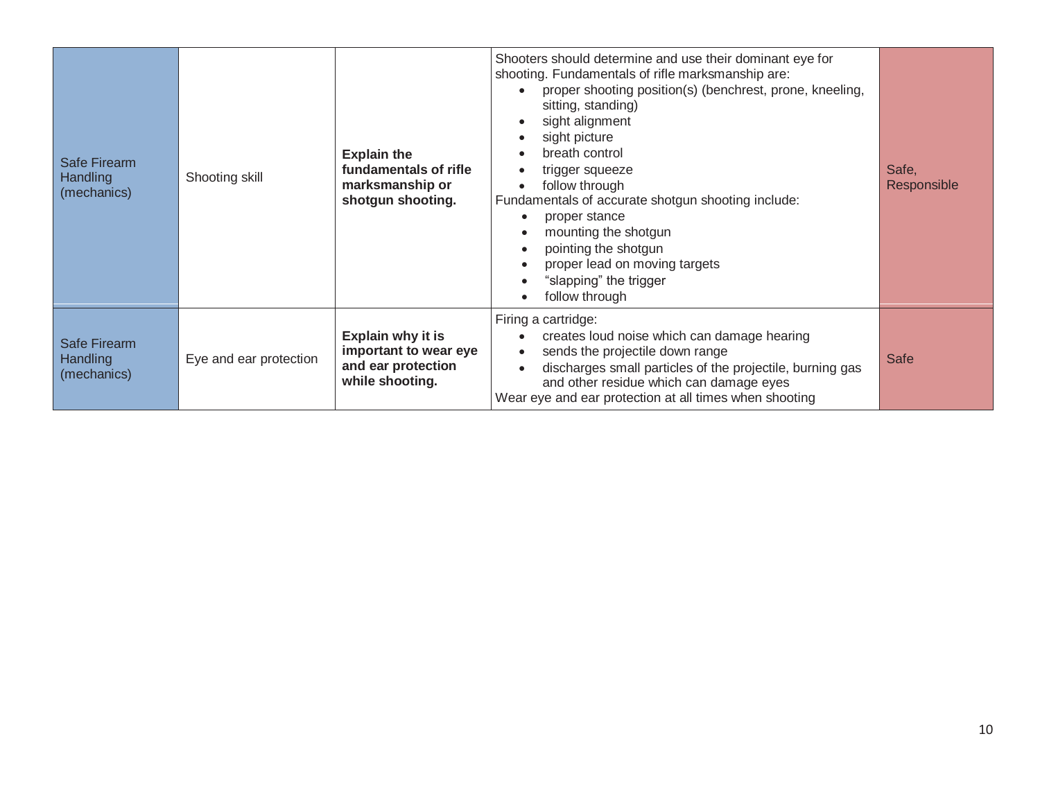| | | | | |
|---|---|---|---|---|
| Safe Firearm Handling (mechanics) | Shooting skill | **Explain the fundamentals of rifle marksmanship or shotgun shooting.** | Shooters should determine and use their dominant eye for shooting. Fundamentals of rifle marksmanship are:<br>• proper shooting position(s) (benchrest, prone, kneeling, sitting, standing)<br>• sight alignment<br>• sight picture<br>• breath control<br>• trigger squeeze<br>• follow through<br>Fundamentals of accurate shotgun shooting include:<br>• proper stance<br>• mounting the shotgun<br>• pointing the shotgun<br>• proper lead on moving targets<br>• "slapping" the trigger<br>• follow through | Safe, Responsible |
| Safe Firearm Handling (mechanics) | Eye and ear protection | **Explain why it is important to wear eye and ear protection while shooting.** | Firing a cartridge:<br>• creates loud noise which can damage hearing<br>• sends the projectile down range<br>• discharges small particles of the projectile, burning gas and other residue which can damage eyes<br>Wear eye and ear protection at all times when shooting | Safe |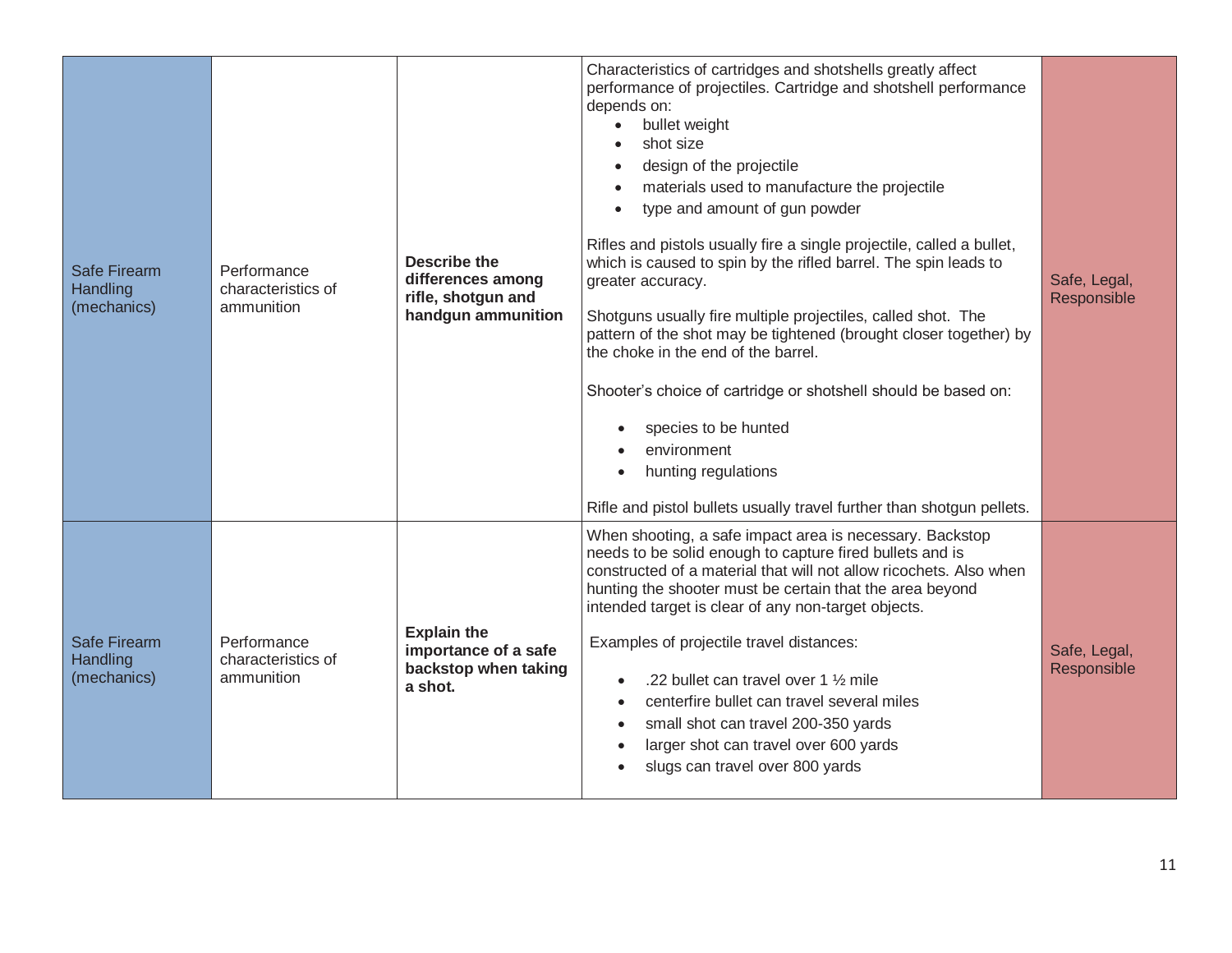| | | | | |
|---|---|---|---|---|
| Safe Firearm Handling (mechanics) | Performance characteristics of ammunition | **Describe the differences among rifle, shotgun and handgun ammunition** | Characteristics of cartridges and shotshells greatly affect performance of projectiles. Cartridge and shotshell performance depends on:<br>• bullet weight<br>• shot size<br>• design of the projectile<br>• materials used to manufacture the projectile<br>• type and amount of gun powder<br><br>Rifles and pistols usually fire a single projectile, called a bullet, which is caused to spin by the rifled barrel. The spin leads to greater accuracy.<br><br>Shotguns usually fire multiple projectiles, called shot. The pattern of the shot may be tightened (brought closer together) by the choke in the end of the barrel.<br><br>Shooter's choice of cartridge or shotshell should be based on:<br>• species to be hunted<br>• environment<br>• hunting regulations<br><br>Rifle and pistol bullets usually travel further than shotgun pellets. | Safe, Legal, Responsible |
| Safe Firearm Handling (mechanics) | Performance characteristics of ammunition | **Explain the importance of a safe backstop when taking a shot.** | When shooting, a safe impact area is necessary. Backstop needs to be solid enough to capture fired bullets and is constructed of a material that will not allow ricochets. Also when hunting the shooter must be certain that the area beyond intended target is clear of any non-target objects.<br><br>Examples of projectile travel distances:<br>• .22 bullet can travel over 1 ½ mile<br>• centerfire bullet can travel several miles<br>• small shot can travel 200-350 yards<br>• larger shot can travel over 600 yards<br>• slugs can travel over 800 yards | Safe, Legal, Responsible |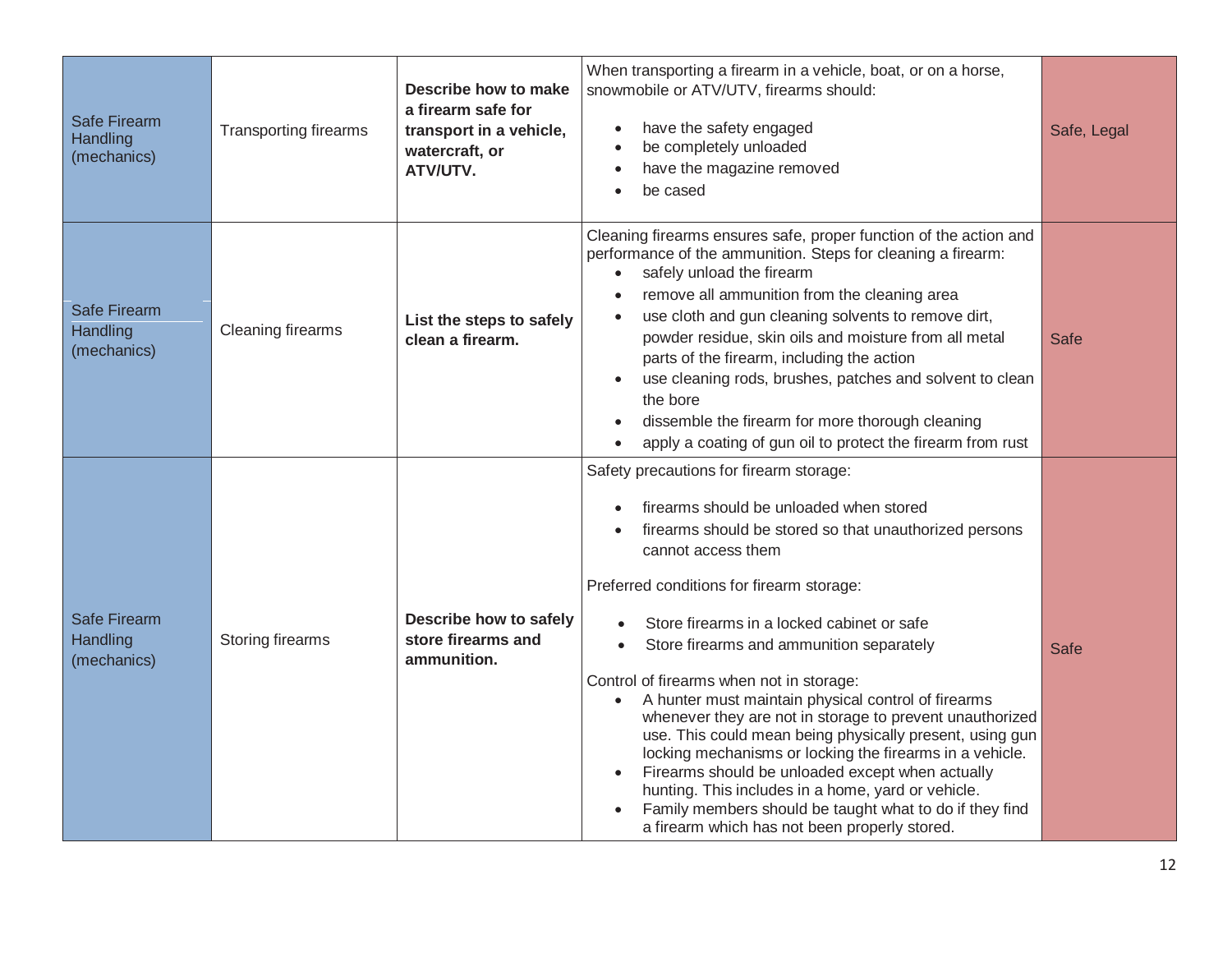| Safe Firearm Handling (mechanics) | Transporting firearms | **Describe how to make a firearm safe for transport in a vehicle, watercraft, or ATV/UTV.** | When transporting a firearm in a vehicle, boat, or on a horse, snowmobile or ATV/UTV, firearms should:<br>• have the safety engaged<br>• be completely unloaded<br>• have the magazine removed<br>• be cased | Safe, Legal |
|---|---|---|---|---|
| Safe Firearm Handling (mechanics) | Cleaning firearms | **List the steps to safely clean a firearm.** | Cleaning firearms ensures safe, proper function of the action and performance of the ammunition. Steps for cleaning a firearm:<br>• safely unload the firearm<br>• remove all ammunition from the cleaning area<br>• use cloth and gun cleaning solvents to remove dirt, powder residue, skin oils and moisture from all metal parts of the firearm, including the action<br>• use cleaning rods, brushes, patches and solvent to clean the bore<br>• dissemble the firearm for more thorough cleaning<br>• apply a coating of gun oil to protect the firearm from rust | Safe |
| Safe Firearm Handling (mechanics) | Storing firearms | **Describe how to safely store firearms and ammunition.** | Safety precautions for firearm storage:<br>• firearms should be unloaded when stored<br>• firearms should be stored so that unauthorized persons cannot access them<br><br>Preferred conditions for firearm storage:<br>• Store firearms in a locked cabinet or safe<br>• Store firearms and ammunition separately<br><br>Control of firearms when not in storage:<br>• A hunter must maintain physical control of firearms whenever they are not in storage to prevent unauthorized use. This could mean being physically present, using gun locking mechanisms or locking the firearms in a vehicle.<br>• Firearms should be unloaded except when actually hunting. This includes in a home, yard or vehicle.<br>• Family members should be taught what to do if they find a firearm which has not been properly stored. | Safe |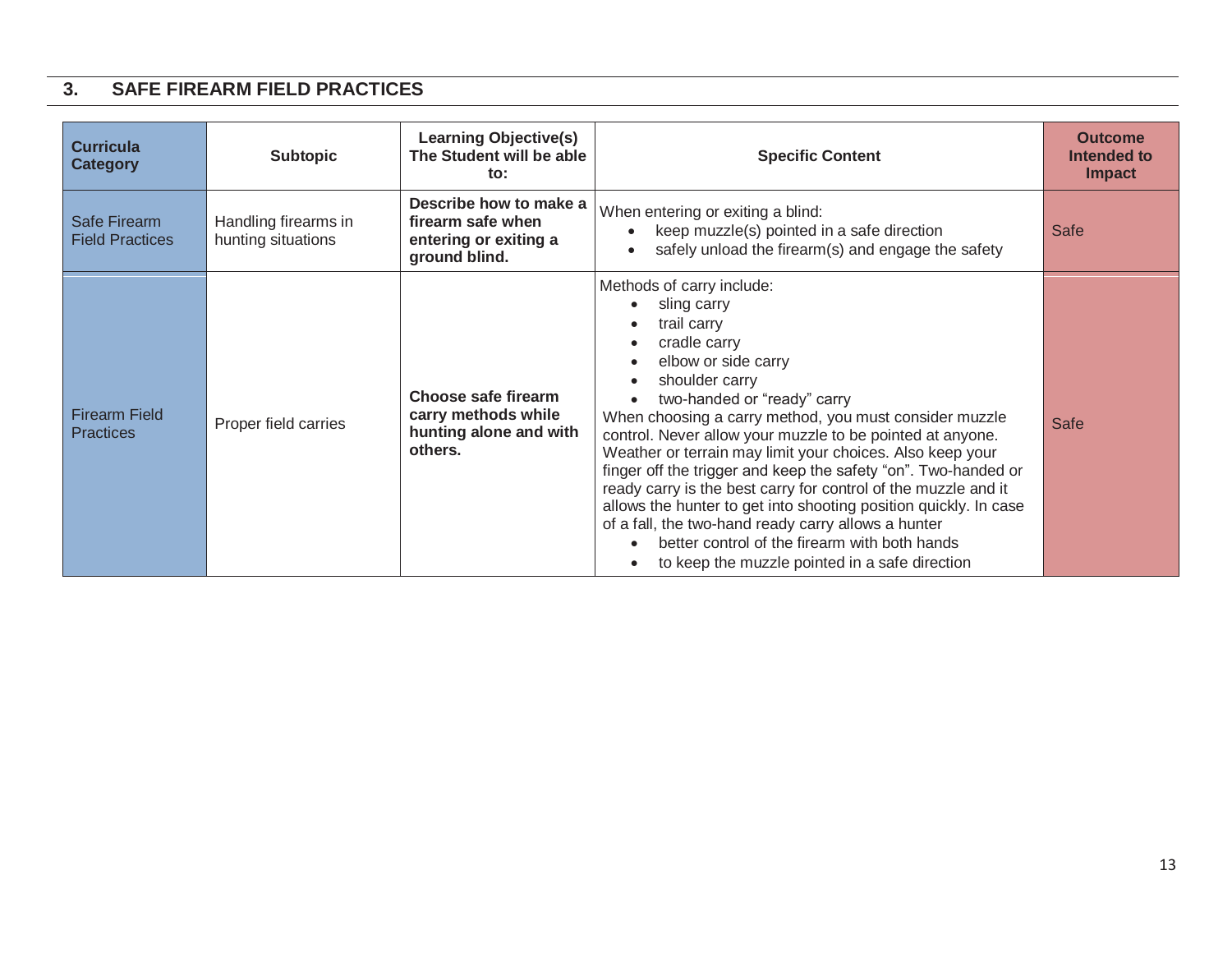## 3. SAFE FIREARM FIELD PRACTICES

| Curricula Category | Subtopic | Learning Objective(s) The Student will be able to: | Specific Content | Outcome Intended to Impact |
|---|---|---|---|---|
| Safe Firearm Field Practices | Handling firearms in hunting situations | **Describe how to make a firearm safe when entering or exiting a ground blind.** | When entering or exiting a blind:<br>• keep muzzle(s) pointed in a safe direction<br>• safely unload the firearm(s) and engage the safety | Safe |
| Firearm Field Practices | Proper field carries | **Choose safe firearm carry methods while hunting alone and with others.** | Methods of carry include:<br>• sling carry<br>• trail carry<br>• cradle carry<br>• elbow or side carry<br>• shoulder carry<br>• two-handed or “ready” carry<br>When choosing a carry method, you must consider muzzle control. Never allow your muzzle to be pointed at anyone. Weather or terrain may limit your choices. Also keep your finger off the trigger and keep the safety “on”. Two-handed or ready carry is the best carry for control of the muzzle and it allows the hunter to get into shooting position quickly. In case of a fall, the two-hand ready carry allows a hunter<br>• better control of the firearm with both hands<br>• to keep the muzzle pointed in a safe direction | Safe |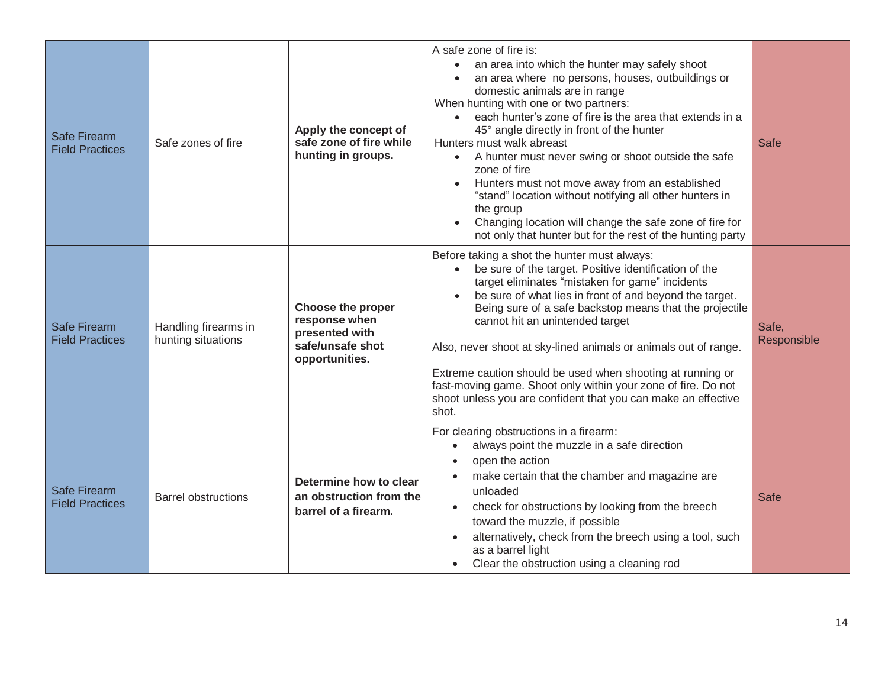| | | | | |
|---|---|---|---|---|
| Safe Firearm Field Practices | Safe zones of fire | **Apply the concept of safe zone of fire while hunting in groups.** | A safe zone of fire is:<br>• an area into which the hunter may safely shoot<br>• an area where no persons, houses, outbuildings or domestic animals are in range<br>When hunting with one or two partners:<br>• each hunter's zone of fire is the area that extends in a 45° angle directly in front of the hunter<br>Hunters must walk abreast<br>• A hunter must never swing or shoot outside the safe zone of fire<br>• Hunters must not move away from an established "stand" location without notifying all other hunters in the group<br>• Changing location will change the safe zone of fire for not only that hunter but for the rest of the hunting party | Safe |
| Safe Firearm Field Practices | Handling firearms in hunting situations | **Choose the proper response when presented with safe/unsafe shot opportunities.** | Before taking a shot the hunter must always:<br>• be sure of the target. Positive identification of the target eliminates "mistaken for game" incidents<br>• be sure of what lies in front of and beyond the target. Being sure of a safe backstop means that the projectile cannot hit an unintended target<br><br>Also, never shoot at sky-lined animals or animals out of range.<br><br>Extreme caution should be used when shooting at running or fast-moving game. Shoot only within your zone of fire. Do not shoot unless you are confident that you can make an effective shot. | Safe, Responsible |
| Safe Firearm Field Practices | Barrel obstructions | **Determine how to clear an obstruction from the barrel of a firearm.** | For clearing obstructions in a firearm:<br>• always point the muzzle in a safe direction<br>• open the action<br>• make certain that the chamber and magazine are unloaded<br>• check for obstructions by looking from the breech toward the muzzle, if possible<br>• alternatively, check from the breech using a tool, such as a barrel light<br>• Clear the obstruction using a cleaning rod | Safe |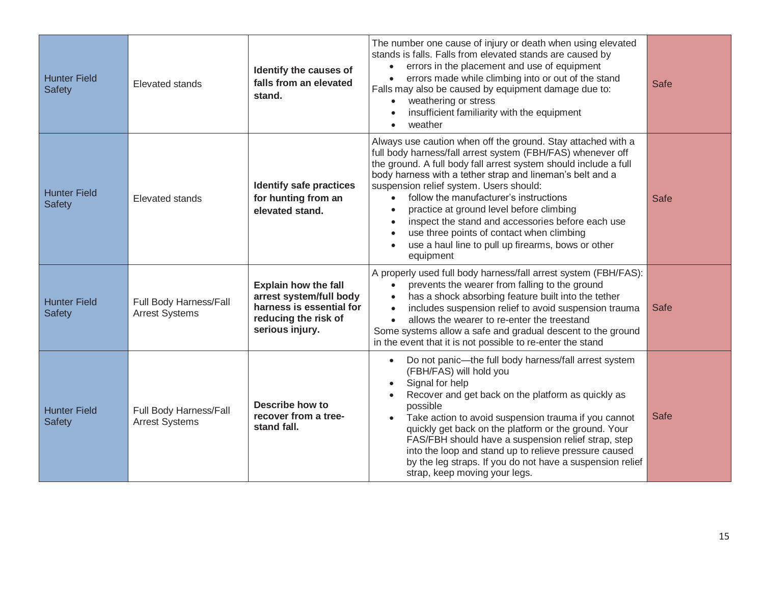| | | | | |
|---|---|---|---|---|
| Hunter Field Safety | Elevated stands | **Identify the causes of falls from an elevated stand.** | The number one cause of injury or death when using elevated stands is falls. Falls from elevated stands are caused by<br>• errors in the placement and use of equipment<br>• errors made while climbing into or out of the stand<br>Falls may also be caused by equipment damage due to:<br>• weathering or stress<br>• insufficient familiarity with the equipment<br>• weather | Safe |
| Hunter Field Safety | Elevated stands | **Identify safe practices for hunting from an elevated stand.** | Always use caution when off the ground. Stay attached with a full body harness/fall arrest system (FBH/FAS) whenever off the ground. A full body fall arrest system should include a full body harness with a tether strap and lineman's belt and a suspension relief system. Users should:<br>• follow the manufacturer's instructions<br>• practice at ground level before climbing<br>• inspect the stand and accessories before each use<br>• use three points of contact when climbing<br>• use a haul line to pull up firearms, bows or other equipment | Safe |
| Hunter Field Safety | Full Body Harness/Fall Arrest Systems | **Explain how the fall arrest system/full body harness is essential for reducing the risk of serious injury.** | A properly used full body harness/fall arrest system (FBH/FAS):<br>• prevents the wearer from falling to the ground<br>• has a shock absorbing feature built into the tether<br>• includes suspension relief to avoid suspension trauma<br>• allows the wearer to re-enter the treestand<br>Some systems allow a safe and gradual descent to the ground in the event that it is not possible to re-enter the stand | Safe |
| Hunter Field Safety | Full Body Harness/Fall Arrest Systems | **Describe how to recover from a tree-stand fall.** | • Do not panic—the full body harness/fall arrest system (FBH/FAS) will hold you<br>• Signal for help<br>• Recover and get back on the platform as quickly as possible<br>• Take action to avoid suspension trauma if you cannot quickly get back on the platform or the ground. Your FAS/FBH should have a suspension relief strap, step into the loop and stand up to relieve pressure caused by the leg straps. If you do not have a suspension relief strap, keep moving your legs. | Safe |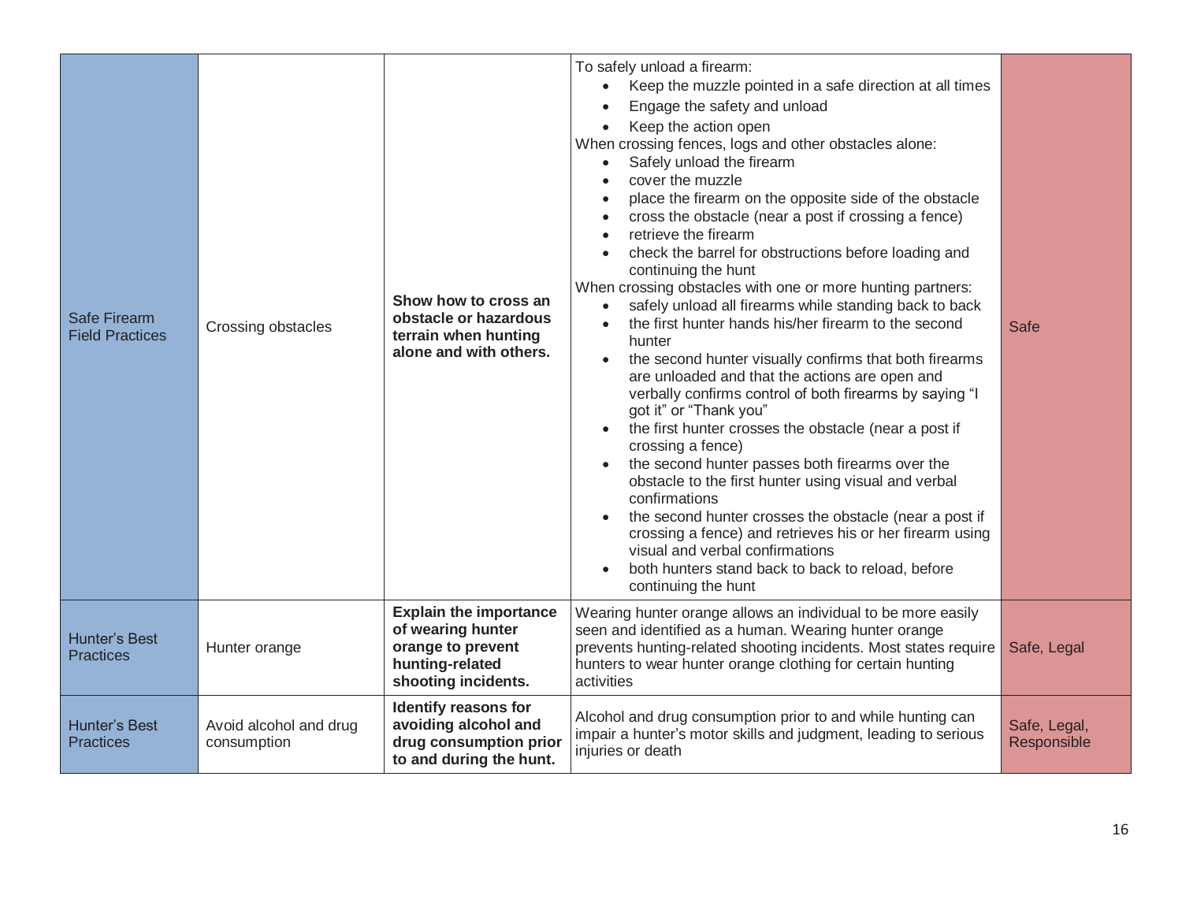| | | | | |
|---|---|---|---|---|
| Safe Firearm Field Practices | Crossing obstacles | **Show how to cross an obstacle or hazardous terrain when hunting alone and with others.** | To safely unload a firearm:<br>• Keep the muzzle pointed in a safe direction at all times<br>• Engage the safety and unload<br>• Keep the action open<br>When crossing fences, logs and other obstacles alone:<br>• Safely unload the firearm<br>• cover the muzzle<br>• place the firearm on the opposite side of the obstacle<br>• cross the obstacle (near a post if crossing a fence)<br>• retrieve the firearm<br>• check the barrel for obstructions before loading and continuing the hunt<br>When crossing obstacles with one or more hunting partners:<br>• safely unload all firearms while standing back to back<br>• the first hunter hands his/her firearm to the second hunter<br>• the second hunter visually confirms that both firearms are unloaded and that the actions are open and verbally confirms control of both firearms by saying "I got it" or "Thank you"<br>• the first hunter crosses the obstacle (near a post if crossing a fence)<br>• the second hunter passes both firearms over the obstacle to the first hunter using visual and verbal confirmations<br>• the second hunter crosses the obstacle (near a post if crossing a fence) and retrieves his or her firearm using visual and verbal confirmations<br>• both hunters stand back to back to reload, before continuing the hunt | Safe |
| Hunter's Best Practices | Hunter orange | **Explain the importance of wearing hunter orange to prevent hunting-related shooting incidents.** | Wearing hunter orange allows an individual to be more easily seen and identified as a human. Wearing hunter orange prevents hunting-related shooting incidents. Most states require hunters to wear hunter orange clothing for certain hunting activities | Safe, Legal |
| Hunter's Best Practices | Avoid alcohol and drug consumption | **Identify reasons for avoiding alcohol and drug consumption prior to and during the hunt.** | Alcohol and drug consumption prior to and while hunting can impair a hunter's motor skills and judgment, leading to serious injuries or death | Safe, Legal, Responsible |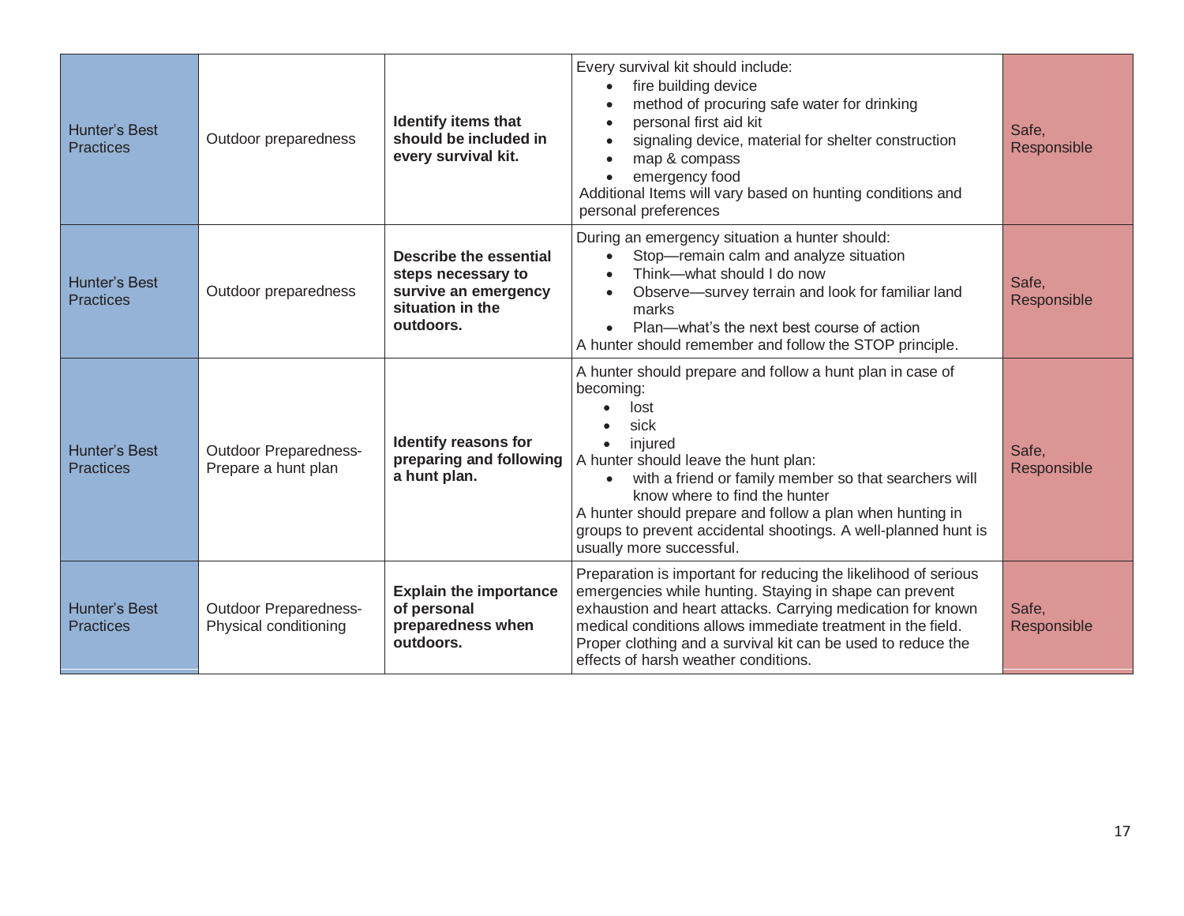| | | | | |
|---|---|---|---|---|
| Hunter's Best Practices | Outdoor preparedness | **Identify items that should be included in every survival kit.** | Every survival kit should include:<br>• fire building device<br>• method of procuring safe water for drinking<br>• personal first aid kit<br>• signaling device, material for shelter construction<br>• map & compass<br>• emergency food<br>Additional Items will vary based on hunting conditions and personal preferences | Safe, Responsible |
| Hunter's Best Practices | Outdoor preparedness | **Describe the essential steps necessary to survive an emergency situation in the outdoors.** | During an emergency situation a hunter should:<br>• Stop—remain calm and analyze situation<br>• Think—what should I do now<br>• Observe—survey terrain and look for familiar land marks<br>• Plan—what's the next best course of action<br>A hunter should remember and follow the STOP principle. | Safe, Responsible |
| Hunter's Best Practices | Outdoor Preparedness-Prepare a hunt plan | **Identify reasons for preparing and following a hunt plan.** | A hunter should prepare and follow a hunt plan in case of becoming:<br>• lost<br>• sick<br>• injured<br>A hunter should leave the hunt plan:<br>• with a friend or family member so that searchers will know where to find the hunter<br>A hunter should prepare and follow a plan when hunting in groups to prevent accidental shootings. A well-planned hunt is usually more successful. | Safe, Responsible |
| Hunter's Best Practices | Outdoor Preparedness-Physical conditioning | **Explain the importance of personal preparedness when outdoors.** | Preparation is important for reducing the likelihood of serious emergencies while hunting. Staying in shape can prevent exhaustion and heart attacks. Carrying medication for known medical conditions allows immediate treatment in the field. Proper clothing and a survival kit can be used to reduce the effects of harsh weather conditions. | Safe, Responsible |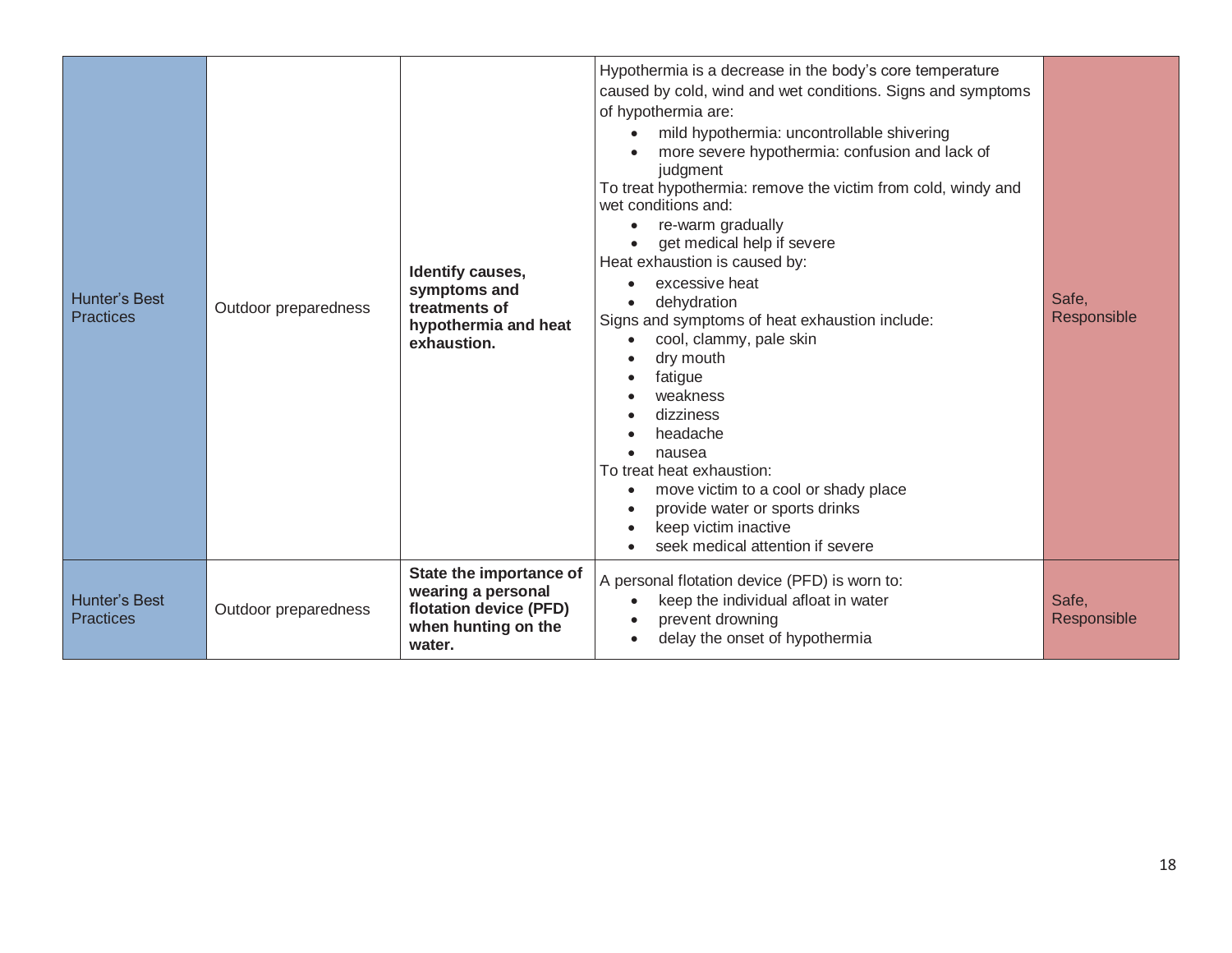| | | | | |
|---|---|---|---|---|
| Hunter's Best Practices | Outdoor preparedness | **Identify causes, symptoms and treatments of hypothermia and heat exhaustion.** | Hypothermia is a decrease in the body's core temperature caused by cold, wind and wet conditions. Signs and symptoms of hypothermia are:<br>• mild hypothermia: uncontrollable shivering<br>• more severe hypothermia: confusion and lack of judgment<br>To treat hypothermia: remove the victim from cold, windy and wet conditions and:<br>• re-warm gradually<br>• get medical help if severe<br>Heat exhaustion is caused by:<br>• excessive heat<br>• dehydration<br>Signs and symptoms of heat exhaustion include:<br>• cool, clammy, pale skin<br>• dry mouth<br>• fatigue<br>• weakness<br>• dizziness<br>• headache<br>• nausea<br>To treat heat exhaustion:<br>• move victim to a cool or shady place<br>• provide water or sports drinks<br>• keep victim inactive<br>• seek medical attention if severe | Safe, Responsible |
| Hunter's Best Practices | Outdoor preparedness | **State the importance of wearing a personal flotation device (PFD) when hunting on the water.** | A personal flotation device (PFD) is worn to:<br>• keep the individual afloat in water<br>• prevent drowning<br>• delay the onset of hypothermia | Safe, Responsible |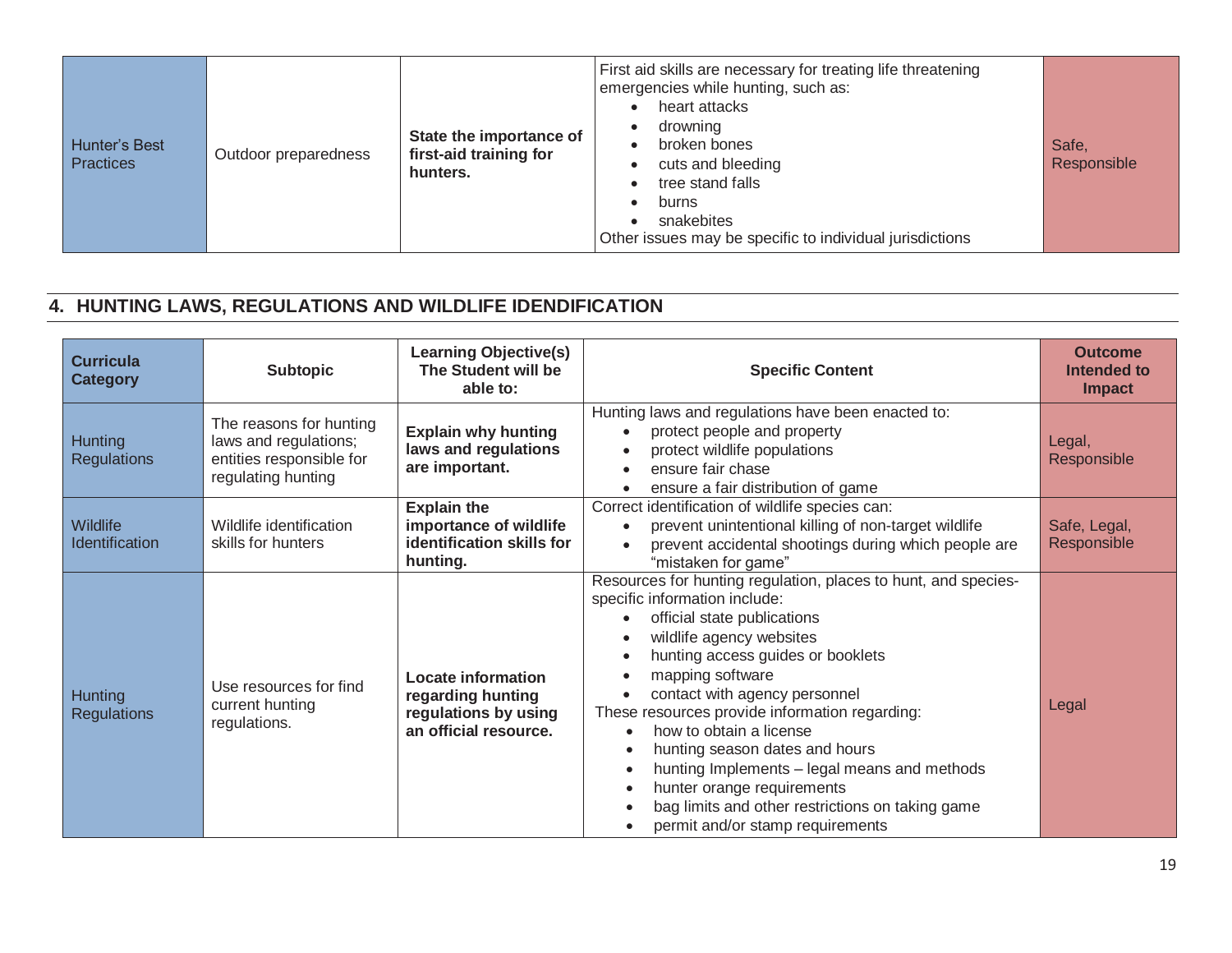| | | | | |
|---|---|---|---|---|
| Hunter's Best Practices | Outdoor preparedness | **State the importance of first-aid training for hunters.** | First aid skills are necessary for treating life threatening emergencies while hunting, such as:<br>• heart attacks<br>• drowning<br>• broken bones<br>• cuts and bleeding<br>• tree stand falls<br>• burns<br>• snakebites<br>Other issues may be specific to individual jurisdictions | Safe, Responsible |

## 4. HUNTING LAWS, REGULATIONS AND WILDLIFE IDENDIFICATION

| Curricula Category | Subtopic | Learning Objective(s) The Student will be able to: | Specific Content | Outcome Intended to Impact |
|---|---|---|---|---|
| Hunting Regulations | The reasons for hunting laws and regulations; entities responsible for regulating hunting | **Explain why hunting laws and regulations are important.** | Hunting laws and regulations have been enacted to:<br>• protect people and property<br>• protect wildlife populations<br>• ensure fair chase<br>• ensure a fair distribution of game | Legal, Responsible |
| Wildlife Identification | Wildlife identification skills for hunters | **Explain the importance of wildlife identification skills for hunting.** | Correct identification of wildlife species can:<br>• prevent unintentional killing of non-target wildlife<br>• prevent accidental shootings during which people are "mistaken for game" | Safe, Legal, Responsible |
| Hunting Regulations | Use resources for find current hunting regulations. | **Locate information regarding hunting regulations by using an official resource.** | Resources for hunting regulation, places to hunt, and species-specific information include:<br>• official state publications<br>• wildlife agency websites<br>• hunting access guides or booklets<br>• mapping software<br>• contact with agency personnel<br>These resources provide information regarding:<br>• how to obtain a license<br>• hunting season dates and hours<br>• hunting Implements – legal means and methods<br>• hunter orange requirements<br>• bag limits and other restrictions on taking game<br>• permit and/or stamp requirements | Legal |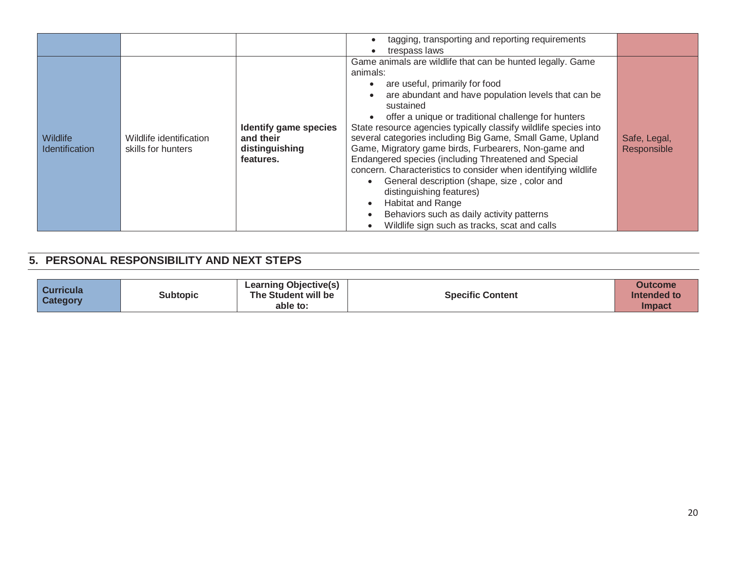| | | | • tagging, transporting and reporting requirements<br>• trespass laws | |
|---|---|---|---|---|
| Wildlife Identification | Wildlife identification skills for hunters | **Identify game species and their distinguishing features.** | Game animals are wildlife that can be hunted legally. Game animals:<br>• are useful, primarily for food<br>• are abundant and have population levels that can be sustained<br>• offer a unique or traditional challenge for hunters<br>State resource agencies typically classify wildlife species into several categories including Big Game, Small Game, Upland Game, Migratory game birds, Furbearers, Non-game and Endangered species (including Threatened and Special concern. Characteristics to consider when identifying wildlife<br>• General description (shape, size , color and distinguishing features)<br>• Habitat and Range<br>• Behaviors such as daily activity patterns<br>• Wildlife sign such as tracks, scat and calls | Safe, Legal, Responsible |

## 5. PERSONAL RESPONSIBILITY AND NEXT STEPS

| Curricula Category | Subtopic | Learning Objective(s) The Student will be able to: | Specific Content | Outcome Intended to Impact |
|---|---|---|---|---|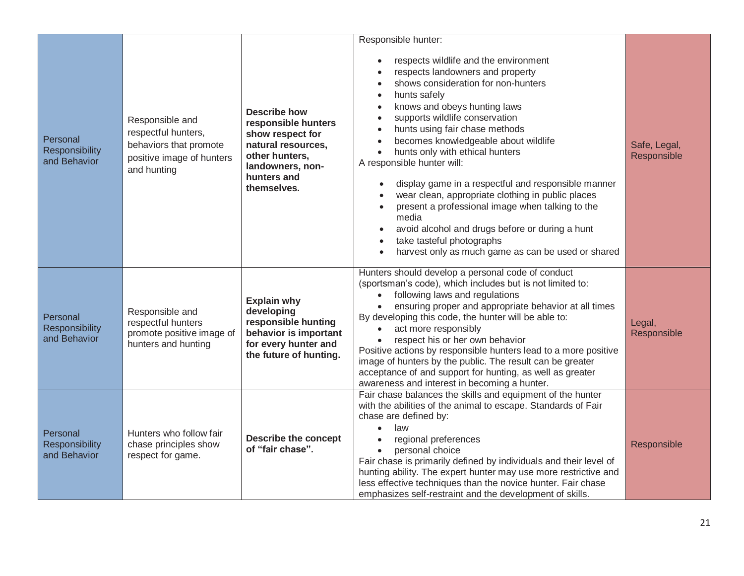| | | | | |
|---|---|---|---|---|
| Personal Responsibility and Behavior | Responsible and respectful hunters, behaviors that promote positive image of hunters and hunting | **Describe how responsible hunters show respect for natural resources, landowners, other hunters, non-hunters and themselves.** | Responsible hunter:<br>• respects wildlife and the environment<br>• respects landowners and property<br>• shows consideration for non-hunters<br>• hunts safely<br>• knows and obeys hunting laws<br>• supports wildlife conservation<br>• hunts using fair chase methods<br>• becomes knowledgeable about wildlife<br>• hunts only with ethical hunters<br>A responsible hunter will:<br>• display game in a respectful and responsible manner<br>• wear clean, appropriate clothing in public places<br>• present a professional image when talking to the media<br>• avoid alcohol and drugs before or during a hunt<br>• take tasteful photographs<br>• harvest only as much game as can be used or shared | Safe, Legal, Responsible |
| Personal Responsibility and Behavior | Responsible and respectful hunters promote positive image of hunters and hunting | **Explain why developing responsible hunting behavior is important for every hunter and the future of hunting.** | Hunters should develop a personal code of conduct (sportsman's code), which includes but is not limited to:<br>• following laws and regulations<br>• ensuring proper and appropriate behavior at all times<br>By developing this code, the hunter will be able to:<br>• act more responsibly<br>• respect his or her own behavior<br>Positive actions by responsible hunters lead to a more positive image of hunters by the public. The result can be greater acceptance of and support for hunting, as well as greater awareness and interest in becoming a hunter. | Legal, Responsible |
| Personal Responsibility and Behavior | Hunters who follow fair chase principles show respect for game. | **Describe the concept of "fair chase".** | Fair chase balances the skills and equipment of the hunter with the abilities of the animal to escape. Standards of Fair chase are defined by:<br>• law<br>• regional preferences<br>• personal choice<br>Fair chase is primarily defined by individuals and their level of hunting ability. The expert hunter may use more restrictive and less effective techniques than the novice hunter. Fair chase emphasizes self-restraint and the development of skills. | Responsible |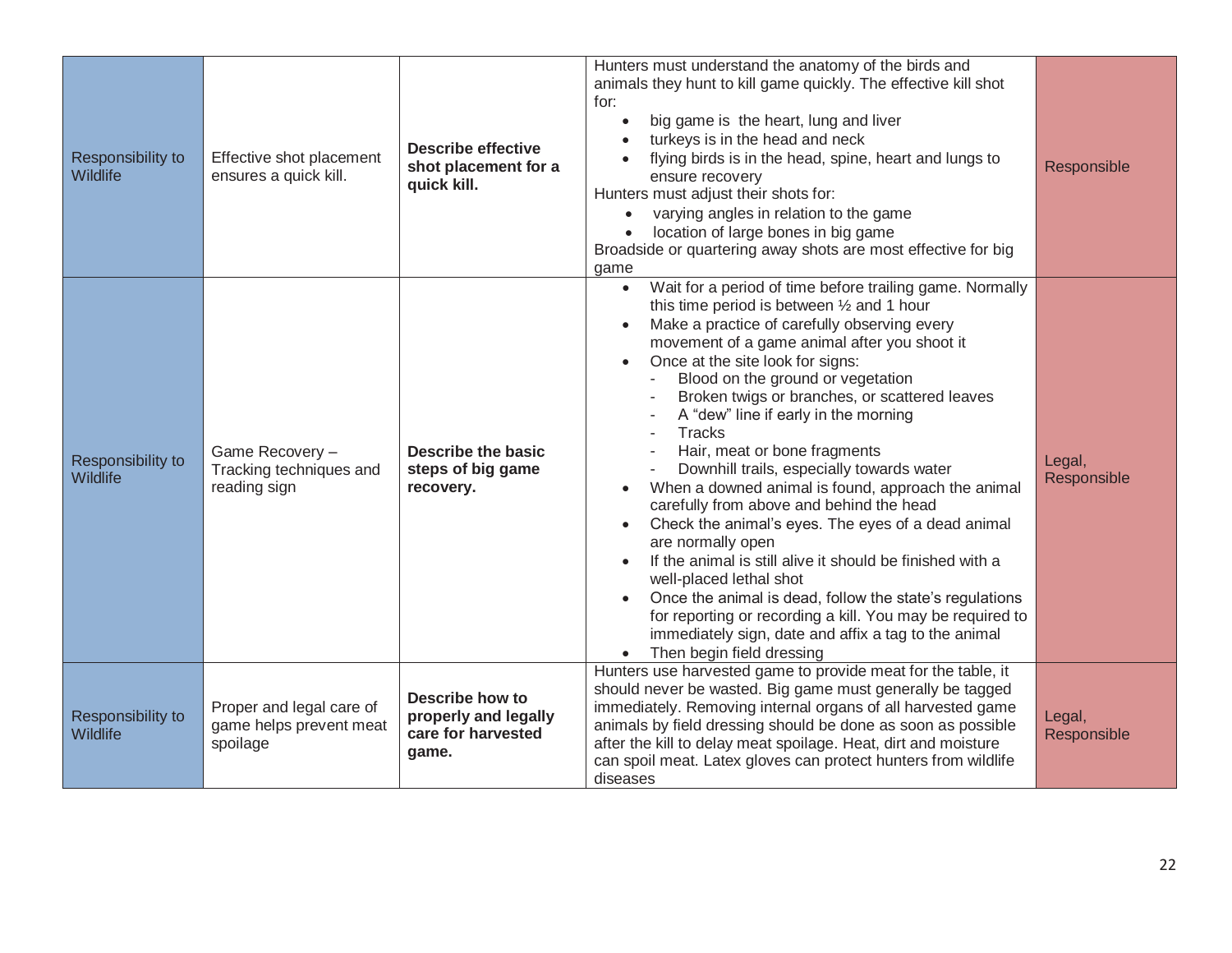| Responsibility to Wildlife | Effective shot placement ensures a quick kill. | **Describe effective shot placement for a quick kill.** | Hunters must understand the anatomy of the birds and animals they hunt to kill game quickly. The effective kill shot for:<br>• big game is the heart, lung and liver<br>• turkeys is in the head and neck<br>• flying birds is in the head, spine, heart and lungs to ensure recovery<br>Hunters must adjust their shots for:<br>• varying angles in relation to the game<br>• location of large bones in big game<br>Broadside or quartering away shots are most effective for big game | Responsible |
|---|---|---|---|---|
| Responsibility to Wildlife | Game Recovery – Tracking techniques and reading sign | **Describe the basic steps of big game recovery.** | • Wait for a period of time before trailing game. Normally this time period is between ½ and 1 hour<br>• Make a practice of carefully observing every movement of a game animal after you shoot it<br>• Once at the site look for signs:<br>- Blood on the ground or vegetation<br>- Broken twigs or branches, or scattered leaves<br>- A "dew" line if early in the morning<br>- Tracks<br>- Hair, meat or bone fragments<br>- Downhill trails, especially towards water<br>• When a downed animal is found, approach the animal carefully from above and behind the head<br>• Check the animal's eyes. The eyes of a dead animal are normally open<br>• If the animal is still alive it should be finished with a well-placed lethal shot<br>• Once the animal is dead, follow the state's regulations for reporting or recording a kill. You may be required to immediately sign, date and affix a tag to the animal<br>• Then begin field dressing | Legal, Responsible |
| Responsibility to Wildlife | Proper and legal care of game helps prevent meat spoilage | **Describe how to properly and legally care for harvested game.** | Hunters use harvested game to provide meat for the table, it should never be wasted. Big game must generally be tagged immediately. Removing internal organs of all harvested game animals by field dressing should be done as soon as possible after the kill to delay meat spoilage. Heat, dirt and moisture can spoil meat. Latex gloves can protect hunters from wildlife diseases | Legal, Responsible |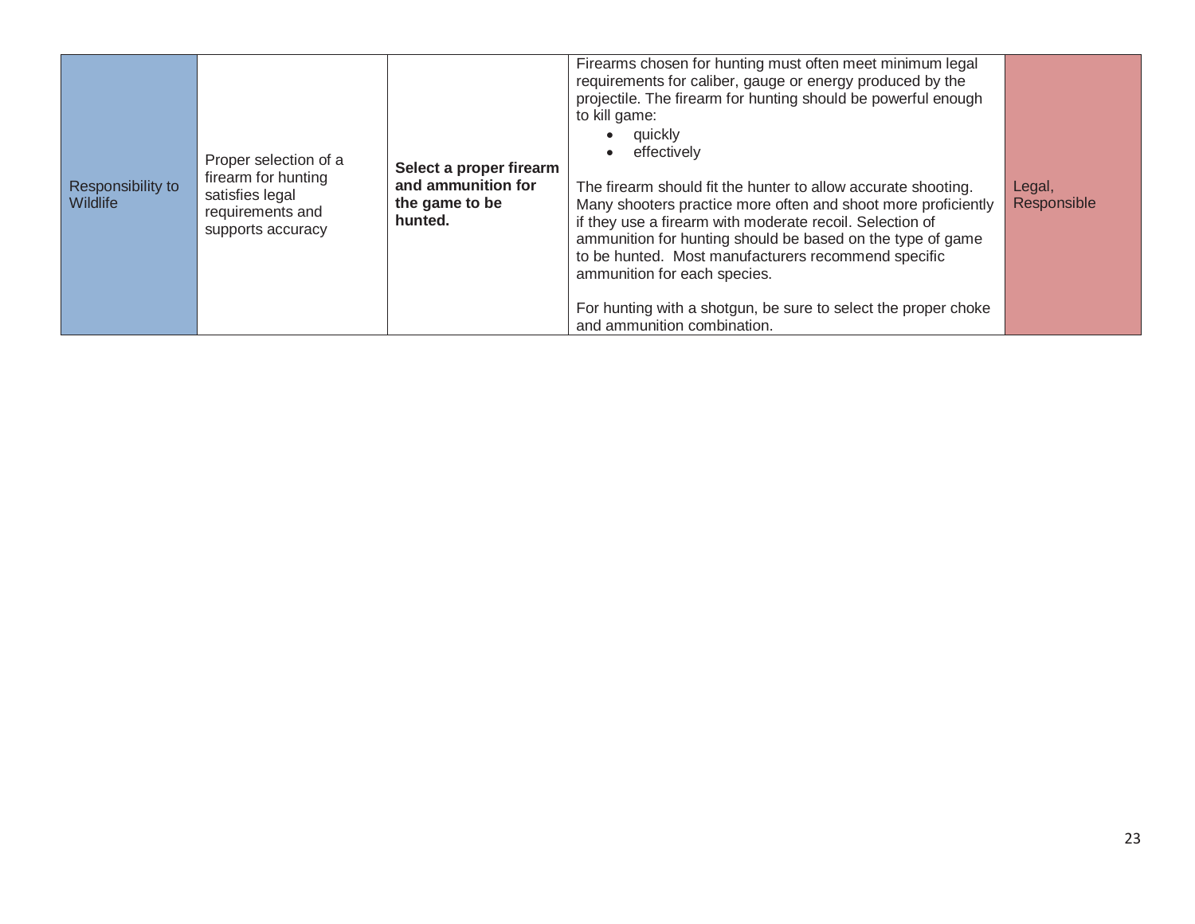| | | | | |
|---|---|---|---|---|
| Responsibility to Wildlife | Proper selection of a firearm for hunting satisfies legal requirements and supports accuracy | **Select a proper firearm and ammunition for the game to be hunted.** | Firearms chosen for hunting must often meet minimum legal requirements for caliber, gauge or energy produced by the projectile. The firearm for hunting should be powerful enough to kill game:<br>• quickly<br>• effectively<br><br>The firearm should fit the hunter to allow accurate shooting. Many shooters practice more often and shoot more proficiently if they use a firearm with moderate recoil. Selection of ammunition for hunting should be based on the type of game to be hunted. Most manufacturers recommend specific ammunition for each species.<br><br>For hunting with a shotgun, be sure to select the proper choke and ammunition combination. | Legal, Responsible |